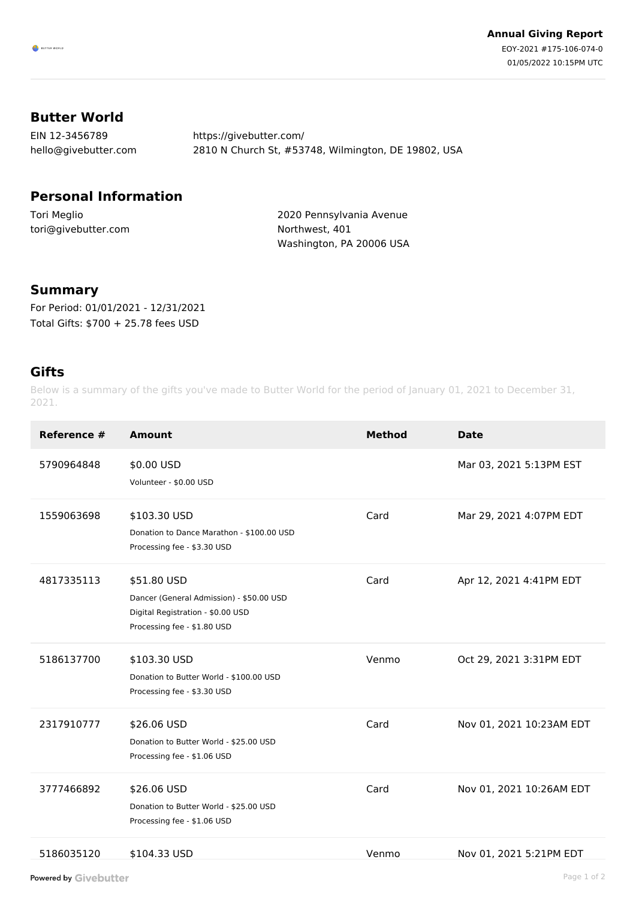BUTTER WORLD

**Annual Giving Report**
EOY-2021 #175-106-074-0
01/05/2022 10:15PM UTC

## Butter World

EIN 12-3456789
hello@givebutter.com
https://givebutter.com/
2810 N Church St, #53748, Wilmington, DE 19802, USA

## Personal Information

Tori Meglio
tori@givebutter.com

2020 Pennsylvania Avenue
Northwest, 401
Washington, PA 20006 USA

## Summary

For Period: 01/01/2021 - 12/31/2021
Total Gifts: $700 + 25.78 fees USD

## Gifts

Below is a summary of the gifts you've made to Butter World for the period of January 01, 2021 to December 31, 2021.

| Reference # | Amount | Method | Date |
|---|---|---|---|
| 5790964848 | $0.00 USD<br>Volunteer - $0.00 USD | | Mar 03, 2021 5:13PM EST |
| 1559063698 | $103.30 USD<br>Donation to Dance Marathon - $100.00 USD<br>Processing fee - $3.30 USD | Card | Mar 29, 2021 4:07PM EDT |
| 4817335113 | $51.80 USD<br>Dancer (General Admission) - $50.00 USD<br>Digital Registration - $0.00 USD<br>Processing fee - $1.80 USD | Card | Apr 12, 2021 4:41PM EDT |
| 5186137700 | $103.30 USD<br>Donation to Butter World - $100.00 USD<br>Processing fee - $3.30 USD | Venmo | Oct 29, 2021 3:31PM EDT |
| 2317910777 | $26.06 USD<br>Donation to Butter World - $25.00 USD<br>Processing fee - $1.06 USD | Card | Nov 01, 2021 10:23AM EDT |
| 3777466892 | $26.06 USD<br>Donation to Butter World - $25.00 USD<br>Processing fee - $1.06 USD | Card | Nov 01, 2021 10:26AM EDT |
| 5186035120 | $104.33 USD | Venmo | Nov 01, 2021 5:21PM EDT |

Powered by Givebutter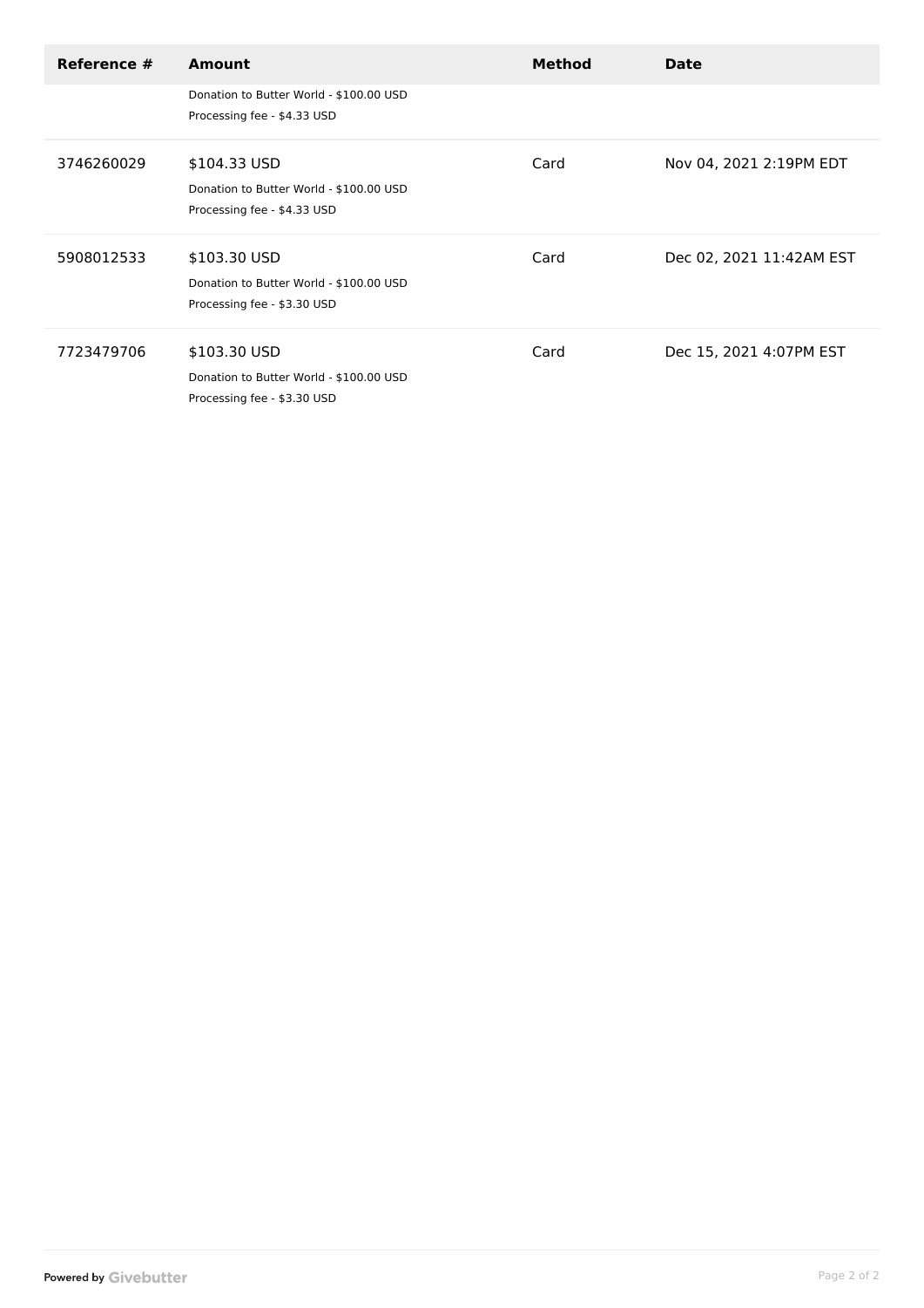| Reference # | Amount | Method | Date |
|---|---|---|---|
| | Donation to Butter World - $100.00 USD<br>Processing fee - $4.33 USD | | |
| 3746260029 | $104.33 USD<br>Donation to Butter World - $100.00 USD<br>Processing fee - $4.33 USD | Card | Nov 04, 2021 2:19PM EDT |
| 5908012533 | $103.30 USD<br>Donation to Butter World - $100.00 USD<br>Processing fee - $3.30 USD | Card | Dec 02, 2021 11:42AM EST |
| 7723479706 | $103.30 USD<br>Donation to Butter World - $100.00 USD<br>Processing fee - $3.30 USD | Card | Dec 15, 2021 4:07PM EST |

Powered by Givebutter